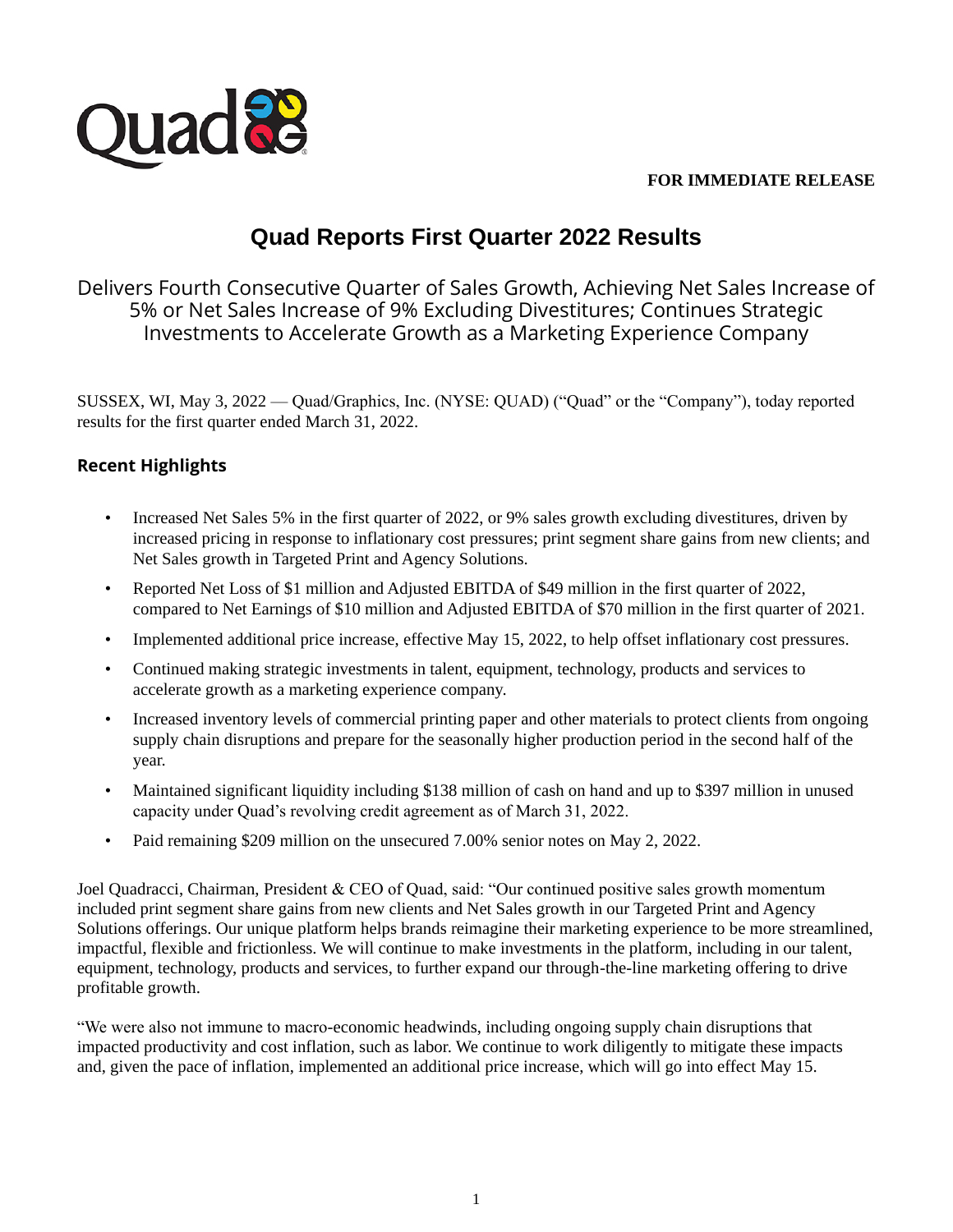**FOR IMMEDIATE RELEASE**

# Quad Reports First Quarter 2022 Results

Delivers Fourth Consecutive Quarter of Sales Growth, Achieving Net Sales Increase of 5% or Net Sales Increase of 9% Excluding Divestitures; Continues Strategic Investments to Accelerate Growth as a Marketing Experience Company

SUSSEX, WI, May 3, 2022 — Quad/Graphics, Inc. (NYSE: QUAD) ("Quad" or the "Company"), today reported results for the first quarter ended March 31, 2022.

## Recent Highlights

- Increased Net Sales 5% in the first quarter of 2022, or 9% sales growth excluding divestitures, driven by increased pricing in response to inflationary cost pressures; print segment share gains from new clients; and Net Sales growth in Targeted Print and Agency Solutions.
- Reported Net Loss of $1 million and Adjusted EBITDA of $49 million in the first quarter of 2022, compared to Net Earnings of $10 million and Adjusted EBITDA of $70 million in the first quarter of 2021.
- Implemented additional price increase, effective May 15, 2022, to help offset inflationary cost pressures.
- Continued making strategic investments in talent, equipment, technology, products and services to accelerate growth as a marketing experience company.
- Increased inventory levels of commercial printing paper and other materials to protect clients from ongoing supply chain disruptions and prepare for the seasonally higher production period in the second half of the year.
- Maintained significant liquidity including $138 million of cash on hand and up to $397 million in unused capacity under Quad's revolving credit agreement as of March 31, 2022.
- Paid remaining $209 million on the unsecured 7.00% senior notes on May 2, 2022.

Joel Quadracci, Chairman, President & CEO of Quad, said: "Our continued positive sales growth momentum included print segment share gains from new clients and Net Sales growth in our Targeted Print and Agency Solutions offerings. Our unique platform helps brands reimagine their marketing experience to be more streamlined, impactful, flexible and frictionless. We will continue to make investments in the platform, including in our talent, equipment, technology, products and services, to further expand our through-the-line marketing offering to drive profitable growth.

"We were also not immune to macro-economic headwinds, including ongoing supply chain disruptions that impacted productivity and cost inflation, such as labor. We continue to work diligently to mitigate these impacts and, given the pace of inflation, implemented an additional price increase, which will go into effect May 15.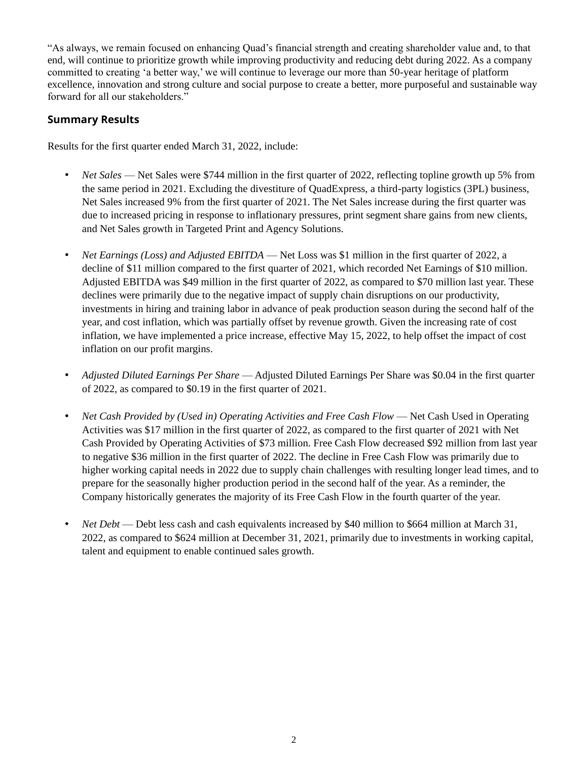"As always, we remain focused on enhancing Quad's financial strength and creating shareholder value and, to that end, will continue to prioritize growth while improving productivity and reducing debt during 2022. As a company committed to creating 'a better way,' we will continue to leverage our more than 50-year heritage of platform excellence, innovation and strong culture and social purpose to create a better, more purposeful and sustainable way forward for all our stakeholders."

## Summary Results

Results for the first quarter ended March 31, 2022, include:

- *Net Sales* — Net Sales were $744 million in the first quarter of 2022, reflecting topline growth up 5% from the same period in 2021. Excluding the divestiture of QuadExpress, a third-party logistics (3PL) business, Net Sales increased 9% from the first quarter of 2021. The Net Sales increase during the first quarter was due to increased pricing in response to inflationary pressures, print segment share gains from new clients, and Net Sales growth in Targeted Print and Agency Solutions.

- *Net Earnings (Loss) and Adjusted EBITDA* — Net Loss was $1 million in the first quarter of 2022, a decline of $11 million compared to the first quarter of 2021, which recorded Net Earnings of $10 million. Adjusted EBITDA was $49 million in the first quarter of 2022, as compared to $70 million last year. These declines were primarily due to the negative impact of supply chain disruptions on our productivity, investments in hiring and training labor in advance of peak production season during the second half of the year, and cost inflation, which was partially offset by revenue growth. Given the increasing rate of cost inflation, we have implemented a price increase, effective May 15, 2022, to help offset the impact of cost inflation on our profit margins.

- *Adjusted Diluted Earnings Per Share* — Adjusted Diluted Earnings Per Share was $0.04 in the first quarter of 2022, as compared to $0.19 in the first quarter of 2021.

- *Net Cash Provided by (Used in) Operating Activities and Free Cash Flow* — Net Cash Used in Operating Activities was $17 million in the first quarter of 2022, as compared to the first quarter of 2021 with Net Cash Provided by Operating Activities of $73 million. Free Cash Flow decreased $92 million from last year to negative $36 million in the first quarter of 2022. The decline in Free Cash Flow was primarily due to higher working capital needs in 2022 due to supply chain challenges with resulting longer lead times, and to prepare for the seasonally higher production period in the second half of the year. As a reminder, the Company historically generates the majority of its Free Cash Flow in the fourth quarter of the year.

- *Net Debt* — Debt less cash and cash equivalents increased by $40 million to $664 million at March 31, 2022, as compared to $624 million at December 31, 2021, primarily due to investments in working capital, talent and equipment to enable continued sales growth.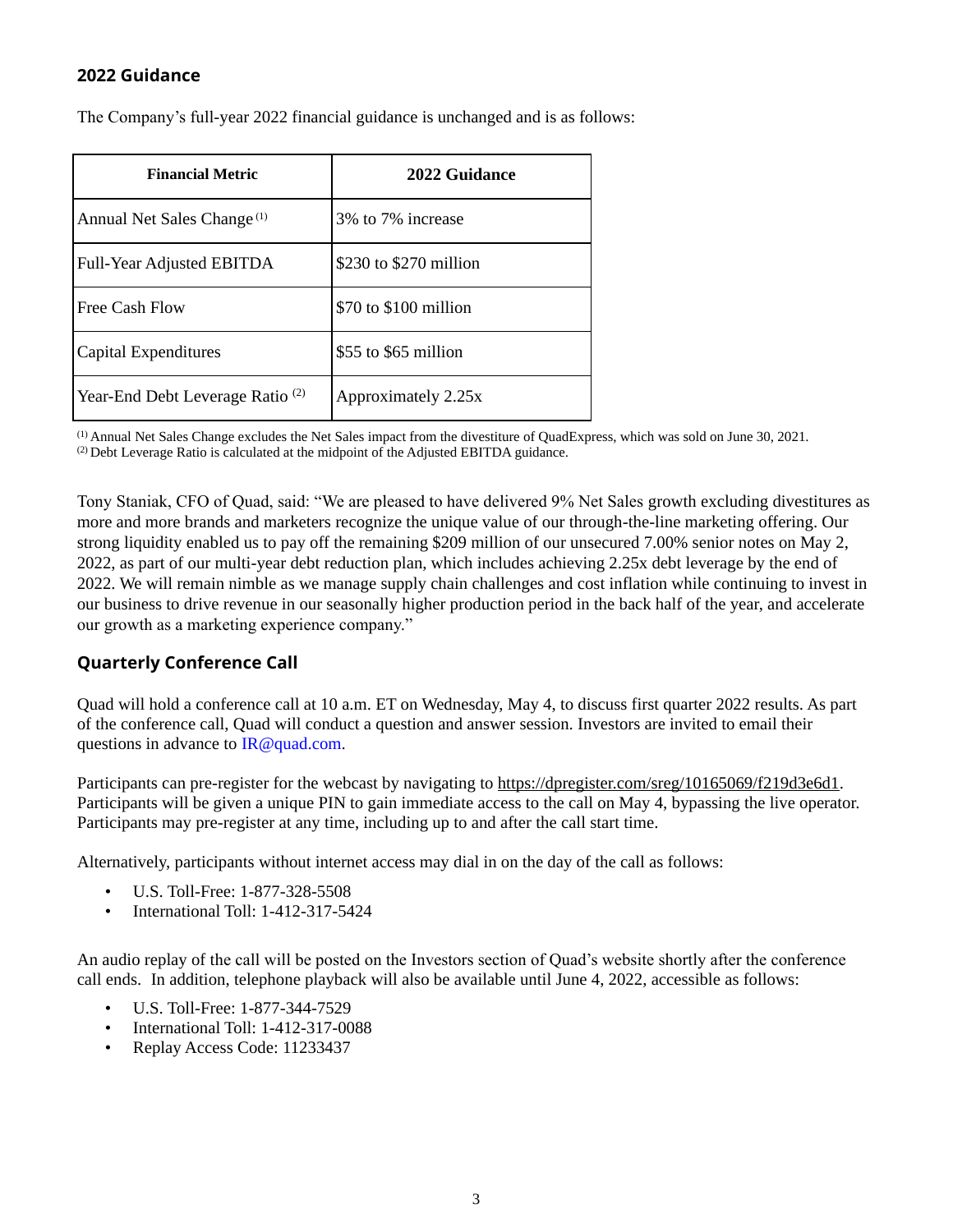## 2022 Guidance

The Company's full-year 2022 financial guidance is unchanged and is as follows:

| Financial Metric | 2022 Guidance |
| --- | --- |
| Annual Net Sales Change [1] | 3% to 7% increase |
| Full-Year Adjusted EBITDA | $230 to $270 million |
| Free Cash Flow | $70 to $100 million |
| Capital Expenditures | $55 to $65 million |
| Year-End Debt Leverage Ratio [2] | Approximately 2.25x |

[1] Annual Net Sales Change excludes the Net Sales impact from the divestiture of QuadExpress, which was sold on June 30, 2021.
[2] Debt Leverage Ratio is calculated at the midpoint of the Adjusted EBITDA guidance.

Tony Staniak, CFO of Quad, said: "We are pleased to have delivered 9% Net Sales growth excluding divestitures as more and more brands and marketers recognize the unique value of our through-the-line marketing offering. Our strong liquidity enabled us to pay off the remaining $209 million of our unsecured 7.00% senior notes on May 2, 2022, as part of our multi-year debt reduction plan, which includes achieving 2.25x debt leverage by the end of 2022. We will remain nimble as we manage supply chain challenges and cost inflation while continuing to invest in our business to drive revenue in our seasonally higher production period in the back half of the year, and accelerate our growth as a marketing experience company."

## Quarterly Conference Call

Quad will hold a conference call at 10 a.m. ET on Wednesday, May 4, to discuss first quarter 2022 results. As part of the conference call, Quad will conduct a question and answer session. Investors are invited to email their questions in advance to IR@quad.com.

Participants can pre-register for the webcast by navigating to https://dpregister.com/sreg/10165069/f219d3e6d1. Participants will be given a unique PIN to gain immediate access to the call on May 4, bypassing the live operator. Participants may pre-register at any time, including up to and after the call start time.

Alternatively, participants without internet access may dial in on the day of the call as follows:

- U.S. Toll-Free: 1-877-328-5508
- International Toll: 1-412-317-5424

An audio replay of the call will be posted on the Investors section of Quad's website shortly after the conference call ends. In addition, telephone playback will also be available until June 4, 2022, accessible as follows:

- U.S. Toll-Free: 1-877-344-7529
- International Toll: 1-412-317-0088
- Replay Access Code: 11233437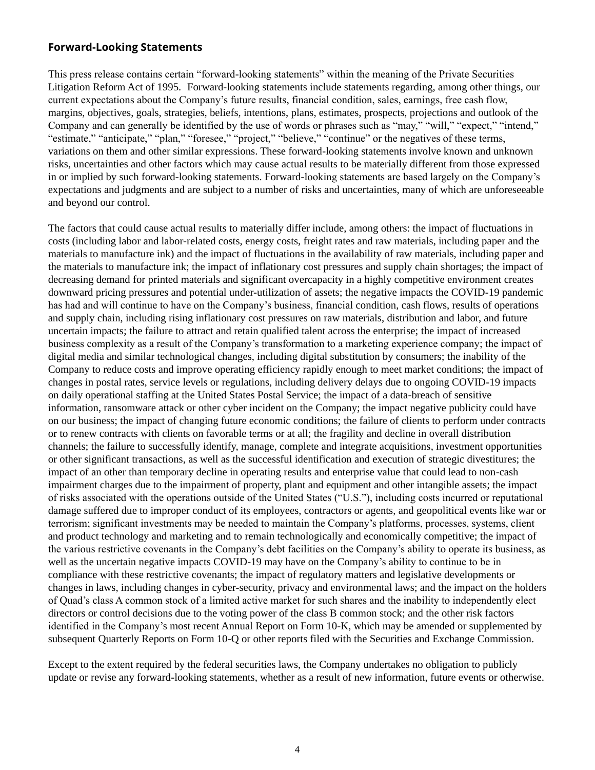## Forward-Looking Statements

This press release contains certain "forward-looking statements" within the meaning of the Private Securities Litigation Reform Act of 1995. Forward-looking statements include statements regarding, among other things, our current expectations about the Company's future results, financial condition, sales, earnings, free cash flow, margins, objectives, goals, strategies, beliefs, intentions, plans, estimates, prospects, projections and outlook of the Company and can generally be identified by the use of words or phrases such as "may," "will," "expect," "intend," "estimate," "anticipate," "plan," "foresee," "project," "believe," "continue" or the negatives of these terms, variations on them and other similar expressions. These forward-looking statements involve known and unknown risks, uncertainties and other factors which may cause actual results to be materially different from those expressed in or implied by such forward-looking statements. Forward-looking statements are based largely on the Company's expectations and judgments and are subject to a number of risks and uncertainties, many of which are unforeseeable and beyond our control.

The factors that could cause actual results to materially differ include, among others: the impact of fluctuations in costs (including labor and labor-related costs, energy costs, freight rates and raw materials, including paper and the materials to manufacture ink) and the impact of fluctuations in the availability of raw materials, including paper and the materials to manufacture ink; the impact of inflationary cost pressures and supply chain shortages; the impact of decreasing demand for printed materials and significant overcapacity in a highly competitive environment creates downward pricing pressures and potential under-utilization of assets; the negative impacts the COVID-19 pandemic has had and will continue to have on the Company's business, financial condition, cash flows, results of operations and supply chain, including rising inflationary cost pressures on raw materials, distribution and labor, and future uncertain impacts; the failure to attract and retain qualified talent across the enterprise; the impact of increased business complexity as a result of the Company's transformation to a marketing experience company; the impact of digital media and similar technological changes, including digital substitution by consumers; the inability of the Company to reduce costs and improve operating efficiency rapidly enough to meet market conditions; the impact of changes in postal rates, service levels or regulations, including delivery delays due to ongoing COVID-19 impacts on daily operational staffing at the United States Postal Service; the impact of a data-breach of sensitive information, ransomware attack or other cyber incident on the Company; the impact negative publicity could have on our business; the impact of changing future economic conditions; the failure of clients to perform under contracts or to renew contracts with clients on favorable terms or at all; the fragility and decline in overall distribution channels; the failure to successfully identify, manage, complete and integrate acquisitions, investment opportunities or other significant transactions, as well as the successful identification and execution of strategic divestitures; the impact of an other than temporary decline in operating results and enterprise value that could lead to non-cash impairment charges due to the impairment of property, plant and equipment and other intangible assets; the impact of risks associated with the operations outside of the United States ("U.S."), including costs incurred or reputational damage suffered due to improper conduct of its employees, contractors or agents, and geopolitical events like war or terrorism; significant investments may be needed to maintain the Company's platforms, processes, systems, client and product technology and marketing and to remain technologically and economically competitive; the impact of the various restrictive covenants in the Company's debt facilities on the Company's ability to operate its business, as well as the uncertain negative impacts COVID-19 may have on the Company's ability to continue to be in compliance with these restrictive covenants; the impact of regulatory matters and legislative developments or changes in laws, including changes in cyber-security, privacy and environmental laws; and the impact on the holders of Quad's class A common stock of a limited active market for such shares and the inability to independently elect directors or control decisions due to the voting power of the class B common stock; and the other risk factors identified in the Company's most recent Annual Report on Form 10-K, which may be amended or supplemented by subsequent Quarterly Reports on Form 10-Q or other reports filed with the Securities and Exchange Commission.

Except to the extent required by the federal securities laws, the Company undertakes no obligation to publicly update or revise any forward-looking statements, whether as a result of new information, future events or otherwise.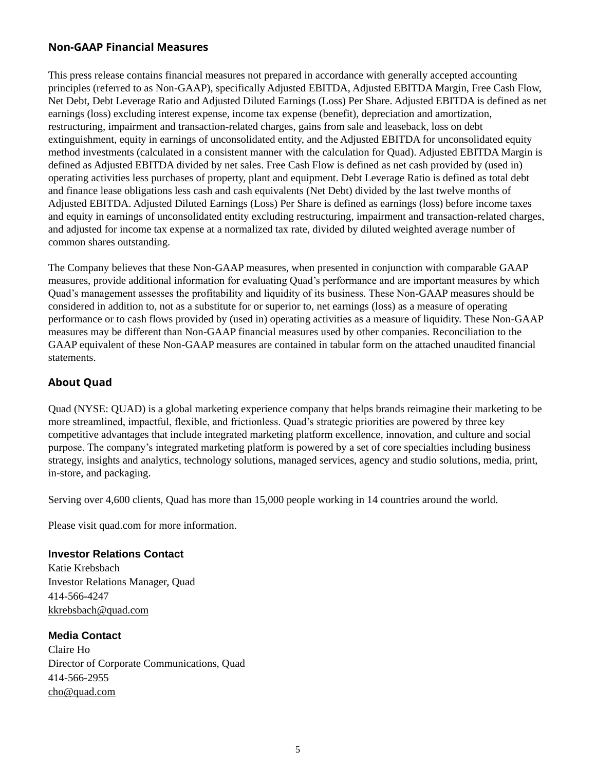## Non-GAAP Financial Measures

This press release contains financial measures not prepared in accordance with generally accepted accounting principles (referred to as Non-GAAP), specifically Adjusted EBITDA, Adjusted EBITDA Margin, Free Cash Flow, Net Debt, Debt Leverage Ratio and Adjusted Diluted Earnings (Loss) Per Share. Adjusted EBITDA is defined as net earnings (loss) excluding interest expense, income tax expense (benefit), depreciation and amortization, restructuring, impairment and transaction-related charges, gains from sale and leaseback, loss on debt extinguishment, equity in earnings of unconsolidated entity, and the Adjusted EBITDA for unconsolidated equity method investments (calculated in a consistent manner with the calculation for Quad). Adjusted EBITDA Margin is defined as Adjusted EBITDA divided by net sales. Free Cash Flow is defined as net cash provided by (used in) operating activities less purchases of property, plant and equipment. Debt Leverage Ratio is defined as total debt and finance lease obligations less cash and cash equivalents (Net Debt) divided by the last twelve months of Adjusted EBITDA. Adjusted Diluted Earnings (Loss) Per Share is defined as earnings (loss) before income taxes and equity in earnings of unconsolidated entity excluding restructuring, impairment and transaction-related charges, and adjusted for income tax expense at a normalized tax rate, divided by diluted weighted average number of common shares outstanding.

The Company believes that these Non-GAAP measures, when presented in conjunction with comparable GAAP measures, provide additional information for evaluating Quad's performance and are important measures by which Quad's management assesses the profitability and liquidity of its business. These Non-GAAP measures should be considered in addition to, not as a substitute for or superior to, net earnings (loss) as a measure of operating performance or to cash flows provided by (used in) operating activities as a measure of liquidity. These Non-GAAP measures may be different than Non-GAAP financial measures used by other companies. Reconciliation to the GAAP equivalent of these Non-GAAP measures are contained in tabular form on the attached unaudited financial statements.

## About Quad

Quad (NYSE: QUAD) is a global marketing experience company that helps brands reimagine their marketing to be more streamlined, impactful, flexible, and frictionless. Quad's strategic priorities are powered by three key competitive advantages that include integrated marketing platform excellence, innovation, and culture and social purpose. The company's integrated marketing platform is powered by a set of core specialties including business strategy, insights and analytics, technology solutions, managed services, agency and studio solutions, media, print, in-store, and packaging.

Serving over 4,600 clients, Quad has more than 15,000 people working in 14 countries around the world.

Please visit quad.com for more information.

**Investor Relations Contact**
Katie Krebsbach
Investor Relations Manager, Quad
414-566-4247
kkrebsbach@quad.com

**Media Contact**
Claire Ho
Director of Corporate Communications, Quad
414-566-2955
cho@quad.com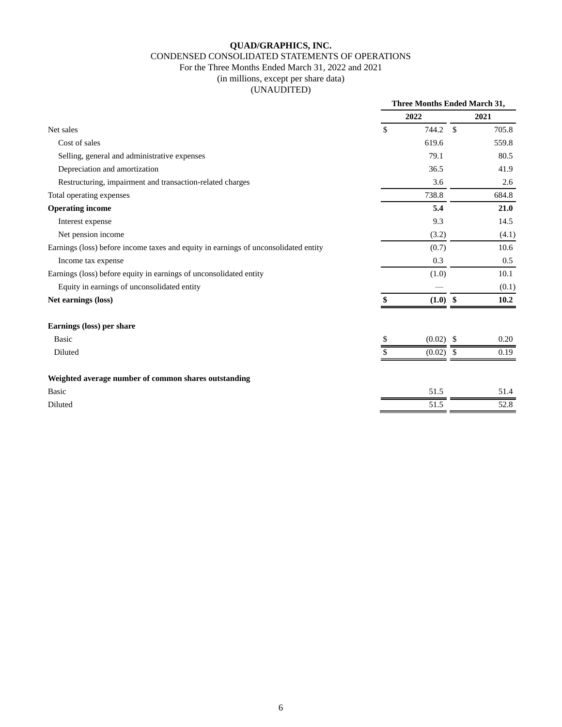**QUAD/GRAPHICS, INC.**

CONDENSED CONSOLIDATED STATEMENTS OF OPERATIONS

For the Three Months Ended March 31, 2022 and 2021

(in millions, except per share data)

(UNAUDITED)

| | Three Months Ended March 31, | |
|---|---|---|
| | **2022** | **2021** |
| Net sales | $ 744.2 | $ 705.8 |
| Cost of sales | 619.6 | 559.8 |
| Selling, general and administrative expenses | 79.1 | 80.5 |
| Depreciation and amortization | 36.5 | 41.9 |
| Restructuring, impairment and transaction-related charges | 3.6 | 2.6 |
| Total operating expenses | 738.8 | 684.8 |
| **Operating income** | **5.4** | **21.0** |
| Interest expense | 9.3 | 14.5 |
| Net pension income | (3.2) | (4.1) |
| Earnings (loss) before income taxes and equity in earnings of unconsolidated entity | (0.7) | 10.6 |
| Income tax expense | 0.3 | 0.5 |
| Earnings (loss) before equity in earnings of unconsolidated entity | (1.0) | 10.1 |
| Equity in earnings of unconsolidated entity | — | (0.1) |
| **Net earnings (loss)** | **$ (1.0)** | **$ 10.2** |
| | | |
| **Earnings (loss) per share** | | |
| Basic | $ (0.02) | $ 0.20 |
| Diluted | $ (0.02) | $ 0.19 |
| | | |
| **Weighted average number of common shares outstanding** | | |
| Basic | 51.5 | 51.4 |
| Diluted | 51.5 | 52.8 |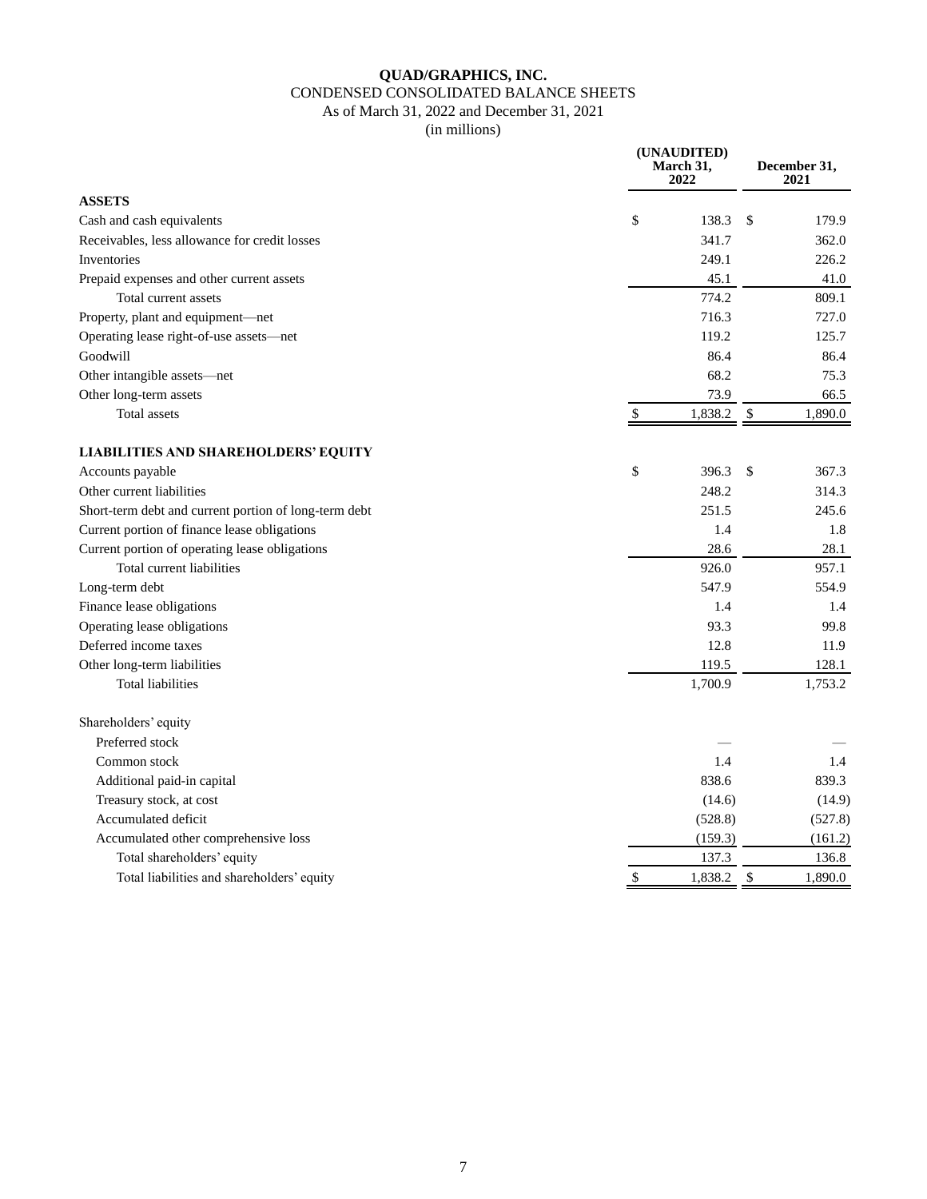# QUAD/GRAPHICS, INC.

CONDENSED CONSOLIDATED BALANCE SHEETS

As of March 31, 2022 and December 31, 2021

(in millions)

| | (UNAUDITED) March 31, 2022 | December 31, 2021 |
|---|---|---|
| **ASSETS** | | |
| Cash and cash equivalents | $ 138.3 | $ 179.9 |
| Receivables, less allowance for credit losses | 341.7 | 362.0 |
| Inventories | 249.1 | 226.2 |
| Prepaid expenses and other current assets | 45.1 | 41.0 |
| Total current assets | 774.2 | 809.1 |
| Property, plant and equipment—net | 716.3 | 727.0 |
| Operating lease right-of-use assets—net | 119.2 | 125.7 |
| Goodwill | 86.4 | 86.4 |
| Other intangible assets—net | 68.2 | 75.3 |
| Other long-term assets | 73.9 | 66.5 |
| Total assets | $ 1,838.2 | $ 1,890.0 |
| | | |
| **LIABILITIES AND SHAREHOLDERS' EQUITY** | | |
| Accounts payable | $ 396.3 | $ 367.3 |
| Other current liabilities | 248.2 | 314.3 |
| Short-term debt and current portion of long-term debt | 251.5 | 245.6 |
| Current portion of finance lease obligations | 1.4 | 1.8 |
| Current portion of operating lease obligations | 28.6 | 28.1 |
| Total current liabilities | 926.0 | 957.1 |
| Long-term debt | 547.9 | 554.9 |
| Finance lease obligations | 1.4 | 1.4 |
| Operating lease obligations | 93.3 | 99.8 |
| Deferred income taxes | 12.8 | 11.9 |
| Other long-term liabilities | 119.5 | 128.1 |
| Total liabilities | 1,700.9 | 1,753.2 |
| | | |
| Shareholders' equity | | |
| Preferred stock | — | — |
| Common stock | 1.4 | 1.4 |
| Additional paid-in capital | 838.6 | 839.3 |
| Treasury stock, at cost | (14.6) | (14.9) |
| Accumulated deficit | (528.8) | (527.8) |
| Accumulated other comprehensive loss | (159.3) | (161.2) |
| Total shareholders' equity | 137.3 | 136.8 |
| Total liabilities and shareholders' equity | $ 1,838.2 | $ 1,890.0 |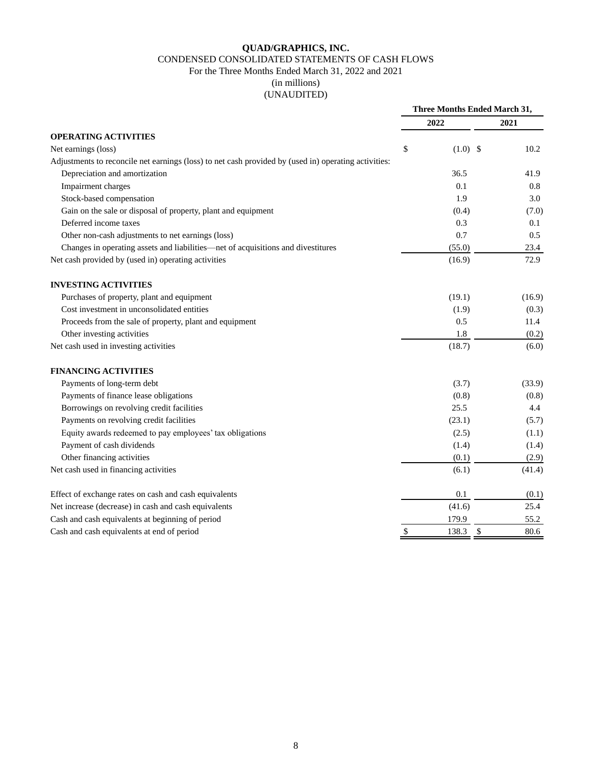**QUAD/GRAPHICS, INC.**

CONDENSED CONSOLIDATED STATEMENTS OF CASH FLOWS

For the Three Months Ended March 31, 2022 and 2021

(in millions)

(UNAUDITED)

| | Three Months Ended March 31, | |
|---|---|---|
| | 2022 | 2021 |
| **OPERATING ACTIVITIES** | | |
| Net earnings (loss) | $ (1.0) | $ 10.2 |
| Adjustments to reconcile net earnings (loss) to net cash provided by (used in) operating activities: | | |
| Depreciation and amortization | 36.5 | 41.9 |
| Impairment charges | 0.1 | 0.8 |
| Stock-based compensation | 1.9 | 3.0 |
| Gain on the sale or disposal of property, plant and equipment | (0.4) | (7.0) |
| Deferred income taxes | 0.3 | 0.1 |
| Other non-cash adjustments to net earnings (loss) | 0.7 | 0.5 |
| Changes in operating assets and liabilities—net of acquisitions and divestitures | (55.0) | 23.4 |
| Net cash provided by (used in) operating activities | (16.9) | 72.9 |
| **INVESTING ACTIVITIES** | | |
| Purchases of property, plant and equipment | (19.1) | (16.9) |
| Cost investment in unconsolidated entities | (1.9) | (0.3) |
| Proceeds from the sale of property, plant and equipment | 0.5 | 11.4 |
| Other investing activities | 1.8 | (0.2) |
| Net cash used in investing activities | (18.7) | (6.0) |
| **FINANCING ACTIVITIES** | | |
| Payments of long-term debt | (3.7) | (33.9) |
| Payments of finance lease obligations | (0.8) | (0.8) |
| Borrowings on revolving credit facilities | 25.5 | 4.4 |
| Payments on revolving credit facilities | (23.1) | (5.7) |
| Equity awards redeemed to pay employees' tax obligations | (2.5) | (1.1) |
| Payment of cash dividends | (1.4) | (1.4) |
| Other financing activities | (0.1) | (2.9) |
| Net cash used in financing activities | (6.1) | (41.4) |
| Effect of exchange rates on cash and cash equivalents | 0.1 | (0.1) |
| Net increase (decrease) in cash and cash equivalents | (41.6) | 25.4 |
| Cash and cash equivalents at beginning of period | 179.9 | 55.2 |
| Cash and cash equivalents at end of period | $ 138.3 | $ 80.6 |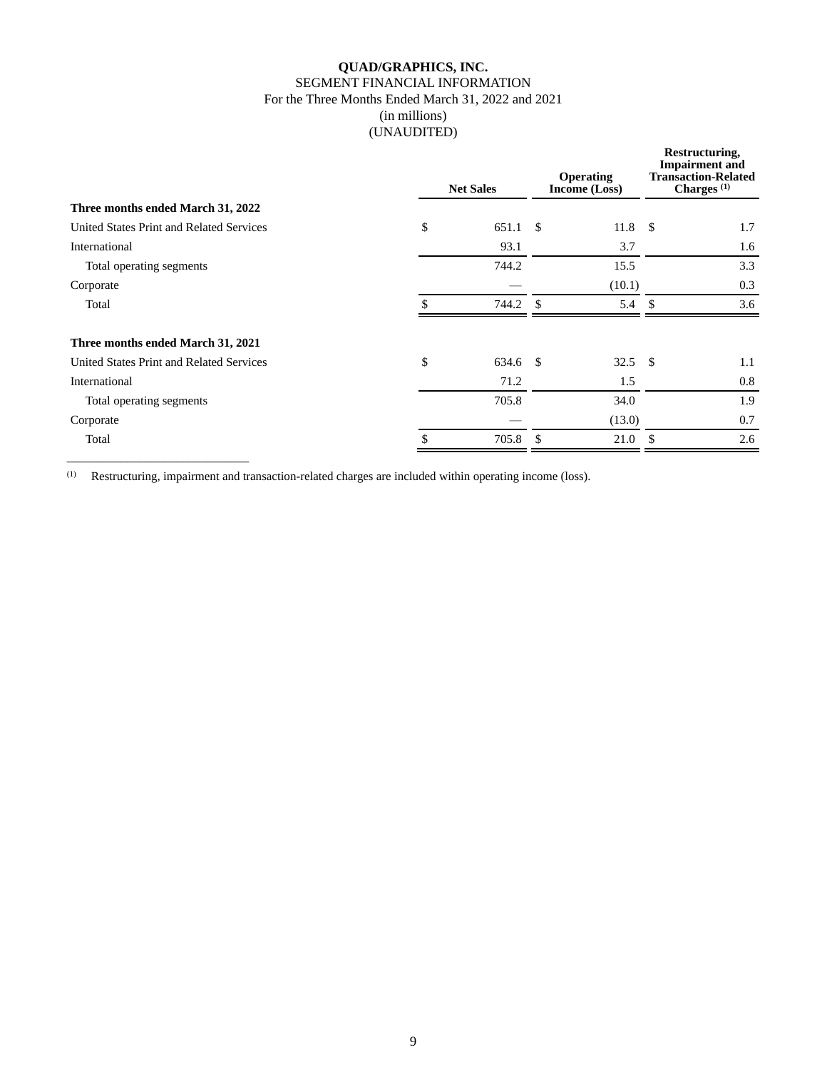**QUAD/GRAPHICS, INC.**

SEGMENT FINANCIAL INFORMATION

For the Three Months Ended March 31, 2022 and 2021

(in millions)

(UNAUDITED)

| | Net Sales | Operating Income (Loss) | Restructuring, Impairment and Transaction-Related Charges (1) |
|---|---|---|---|
| **Three months ended March 31, 2022** | | | |
| United States Print and Related Services | $ 651.1 | $ 11.8 | $ 1.7 |
| International | 93.1 | 3.7 | 1.6 |
| Total operating segments | 744.2 | 15.5 | 3.3 |
| Corporate | — | (10.1) | 0.3 |
| Total | $ 744.2 | $ 5.4 | $ 3.6 |
| **Three months ended March 31, 2021** | | | |
| United States Print and Related Services | $ 634.6 | $ 32.5 | $ 1.1 |
| International | 71.2 | 1.5 | 0.8 |
| Total operating segments | 705.8 | 34.0 | 1.9 |
| Corporate | — | (13.0) | 0.7 |
| Total | $ 705.8 | $ 21.0 | $ 2.6 |

(1) Restructuring, impairment and transaction-related charges are included within operating income (loss).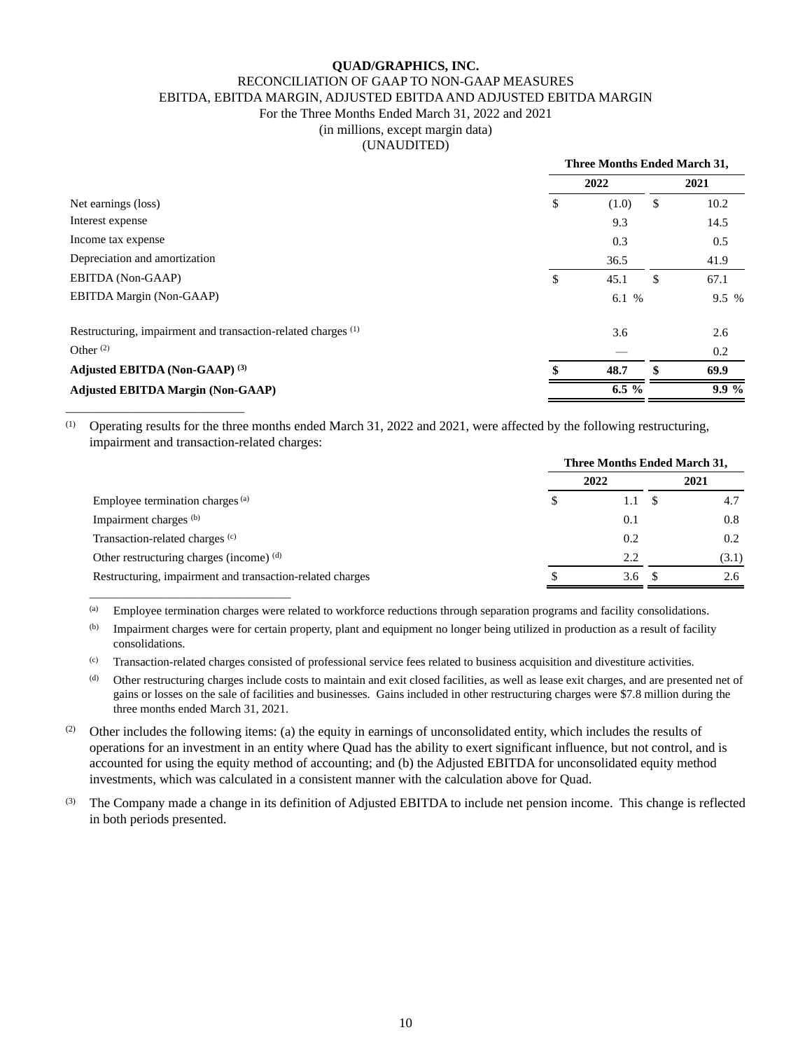**QUAD/GRAPHICS, INC.**
RECONCILIATION OF GAAP TO NON-GAAP MEASURES
EBITDA, EBITDA MARGIN, ADJUSTED EBITDA AND ADJUSTED EBITDA MARGIN
For the Three Months Ended March 31, 2022 and 2021
(in millions, except margin data)
(UNAUDITED)

| | Three Months Ended March 31, | |
|---|---|---|
| | 2022 | 2021 |
| Net earnings (loss) | $ (1.0) | $ 10.2 |
| Interest expense | 9.3 | 14.5 |
| Income tax expense | 0.3 | 0.5 |
| Depreciation and amortization | 36.5 | 41.9 |
| EBITDA (Non-GAAP) | $ 45.1 | $ 67.1 |
| EBITDA Margin (Non-GAAP) | 6.1 % | 9.5 % |
| Restructuring, impairment and transaction-related charges [(1)] | 3.6 | 2.6 |
| Other [(2)] | — | 0.2 |
| **Adjusted EBITDA (Non-GAAP) [(3)]** | **$ 48.7** | **$ 69.9** |
| **Adjusted EBITDA Margin (Non-GAAP)** | **6.5 %** | **9.9 %** |

---

[(1)] Operating results for the three months ended March 31, 2022 and 2021, were affected by the following restructuring, impairment and transaction-related charges:

| | Three Months Ended March 31, | |
|---|---|---|
| | 2022 | 2021 |
| Employee termination charges [(a)] | $ 1.1 | $ 4.7 |
| Impairment charges [(b)] | 0.1 | 0.8 |
| Transaction-related charges [(c)] | 0.2 | 0.2 |
| Other restructuring charges (income) [(d)] | 2.2 | (3.1) |
| Restructuring, impairment and transaction-related charges | $ 3.6 | $ 2.6 |

---

[(a)] Employee termination charges were related to workforce reductions through separation programs and facility consolidations.

[(b)] Impairment charges were for certain property, plant and equipment no longer being utilized in production as a result of facility consolidations.

[(c)] Transaction-related charges consisted of professional service fees related to business acquisition and divestiture activities.

[(d)] Other restructuring charges include costs to maintain and exit closed facilities, as well as lease exit charges, and are presented net of gains or losses on the sale of facilities and businesses. Gains included in other restructuring charges were $7.8 million during the three months ended March 31, 2021.

[(2)] Other includes the following items: (a) the equity in earnings of unconsolidated entity, which includes the results of operations for an investment in an entity where Quad has the ability to exert significant influence, but not control, and is accounted for using the equity method of accounting; and (b) the Adjusted EBITDA for unconsolidated equity method investments, which was calculated in a consistent manner with the calculation above for Quad.

[(3)] The Company made a change in its definition of Adjusted EBITDA to include net pension income. This change is reflected in both periods presented.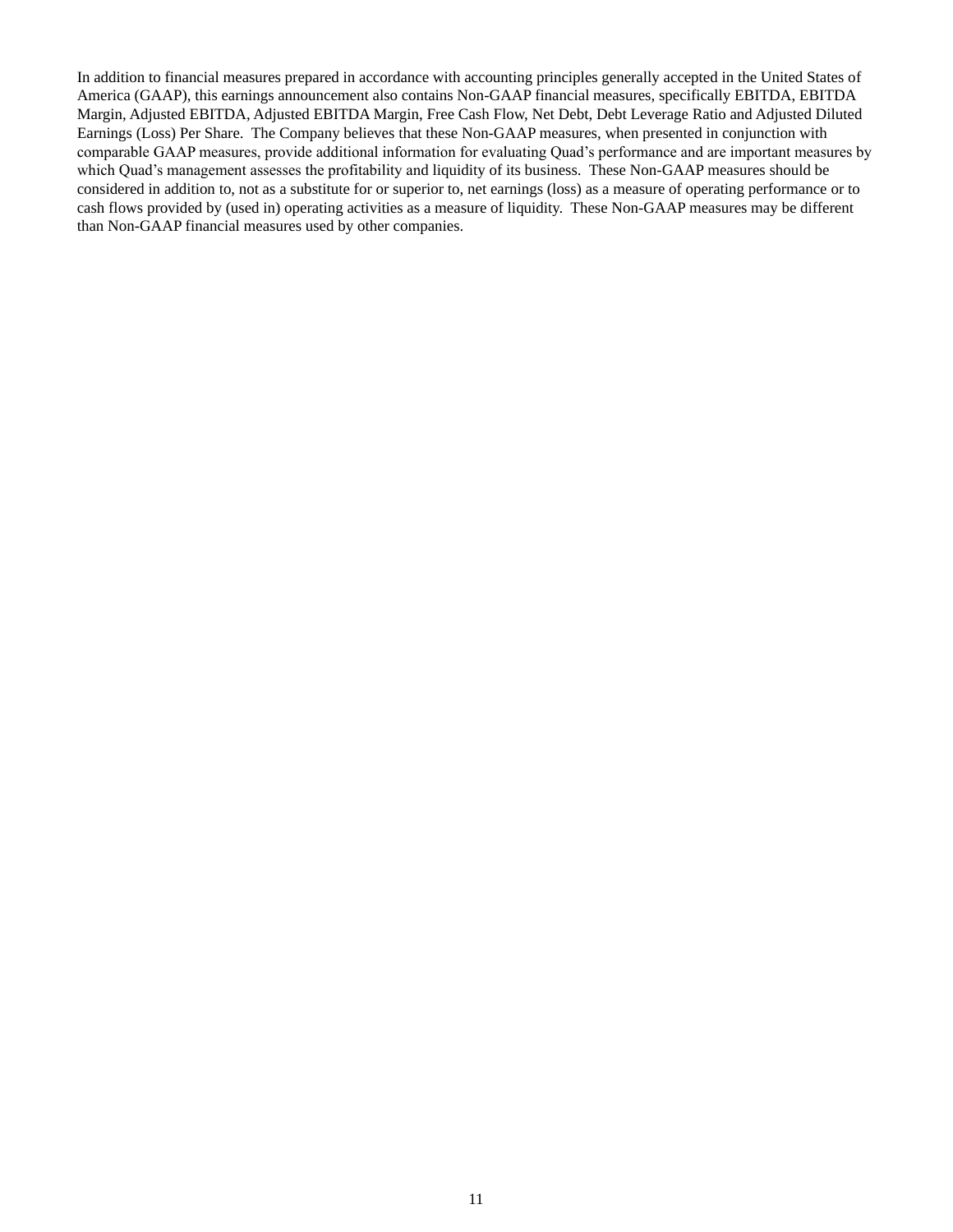In addition to financial measures prepared in accordance with accounting principles generally accepted in the United States of America (GAAP), this earnings announcement also contains Non-GAAP financial measures, specifically EBITDA, EBITDA Margin, Adjusted EBITDA, Adjusted EBITDA Margin, Free Cash Flow, Net Debt, Debt Leverage Ratio and Adjusted Diluted Earnings (Loss) Per Share.  The Company believes that these Non-GAAP measures, when presented in conjunction with comparable GAAP measures, provide additional information for evaluating Quad's performance and are important measures by which Quad's management assesses the profitability and liquidity of its business.  These Non-GAAP measures should be considered in addition to, not as a substitute for or superior to, net earnings (loss) as a measure of operating performance or to cash flows provided by (used in) operating activities as a measure of liquidity.  These Non-GAAP measures may be different than Non-GAAP financial measures used by other companies.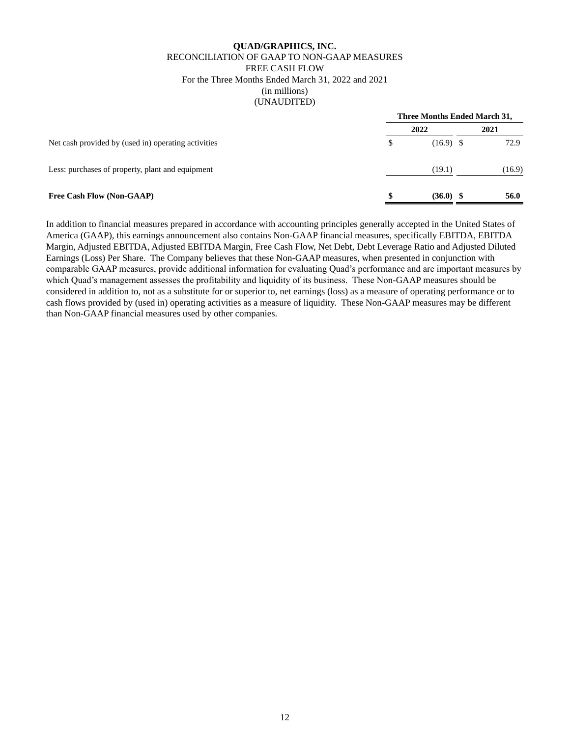**QUAD/GRAPHICS, INC.**
RECONCILIATION OF GAAP TO NON-GAAP MEASURES
FREE CASH FLOW
For the Three Months Ended March 31, 2022 and 2021
(in millions)
(UNAUDITED)

| | Three Months Ended March 31, | |
|---|---|---|
| | 2022 | 2021 |
| Net cash provided by (used in) operating activities | $ (16.9) | $ 72.9 |
| Less: purchases of property, plant and equipment | (19.1) | (16.9) |
| **Free Cash Flow (Non-GAAP)** | **$ (36.0)** | **$ 56.0** |

In addition to financial measures prepared in accordance with accounting principles generally accepted in the United States of America (GAAP), this earnings announcement also contains Non-GAAP financial measures, specifically EBITDA, EBITDA Margin, Adjusted EBITDA, Adjusted EBITDA Margin, Free Cash Flow, Net Debt, Debt Leverage Ratio and Adjusted Diluted Earnings (Loss) Per Share. The Company believes that these Non-GAAP measures, when presented in conjunction with comparable GAAP measures, provide additional information for evaluating Quad's performance and are important measures by which Quad's management assesses the profitability and liquidity of its business. These Non-GAAP measures should be considered in addition to, not as a substitute for or superior to, net earnings (loss) as a measure of operating performance or to cash flows provided by (used in) operating activities as a measure of liquidity. These Non-GAAP measures may be different than Non-GAAP financial measures used by other companies.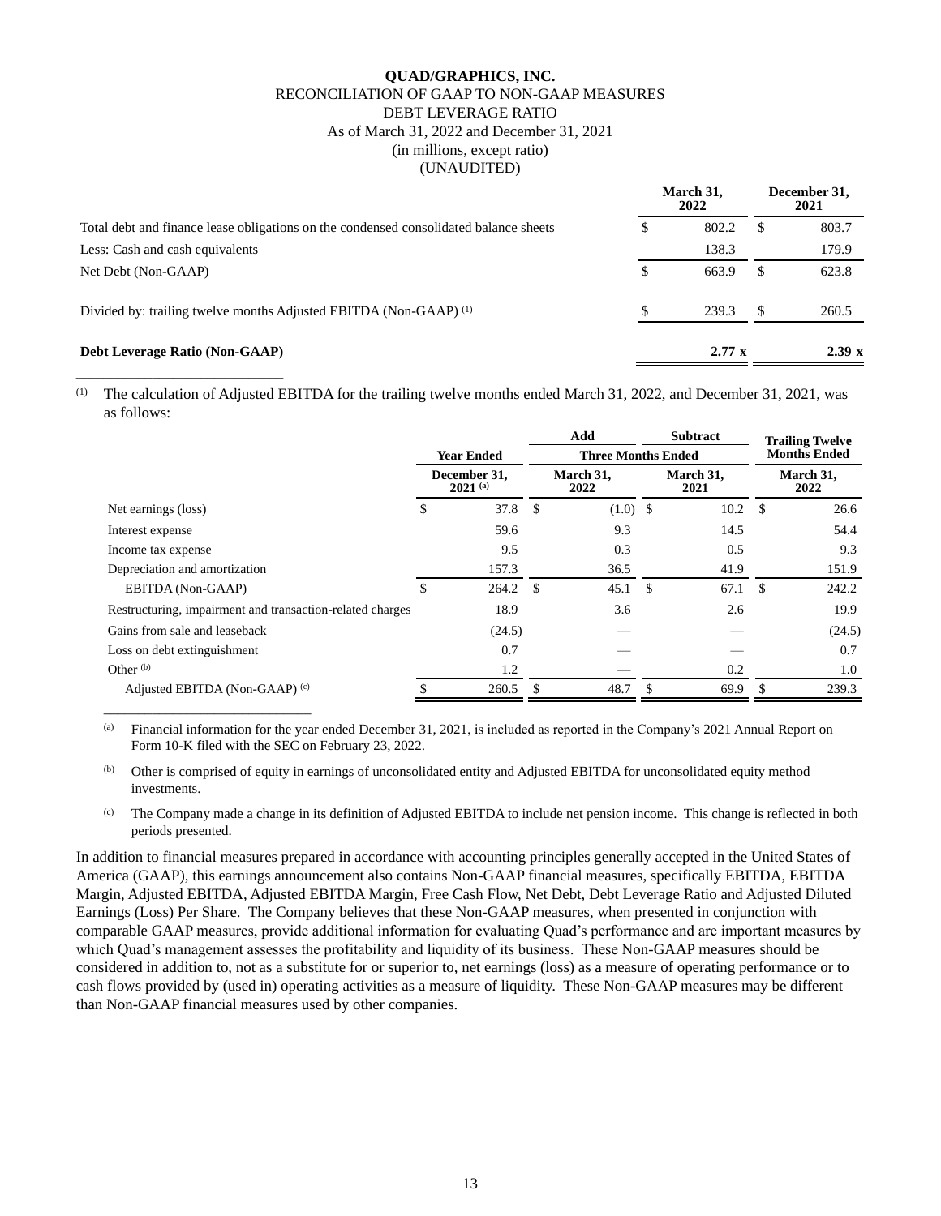**QUAD/GRAPHICS, INC.**

RECONCILIATION OF GAAP TO NON-GAAP MEASURES

DEBT LEVERAGE RATIO

As of March 31, 2022 and December 31, 2021

(in millions, except ratio)

(UNAUDITED)

| | March 31, 2022 | December 31, 2021 |
|---|---|---|
| Total debt and finance lease obligations on the condensed consolidated balance sheets | $ 802.2 | $ 803.7 |
| Less: Cash and cash equivalents | 138.3 | 179.9 |
| Net Debt (Non-GAAP) | $ 663.9 | $ 623.8 |
| Divided by: trailing twelve months Adjusted EBITDA (Non-GAAP) [(1)] | $ 239.3 | $ 260.5 |
| **Debt Leverage Ratio (Non-GAAP)** | **2.77 x** | **2.39 x** |

[(1)] The calculation of Adjusted EBITDA for the trailing twelve months ended March 31, 2022, and December 31, 2021, was as follows:

| | Year Ended | Add | Subtract | Trailing Twelve Months Ended |
|---|---|---|---|---|
| | | Three Months Ended | | |
| | December 31, 2021 [(a)] | March 31, 2022 | March 31, 2021 | March 31, 2022 |
| Net earnings (loss) | $ 37.8 | $ (1.0) | $ 10.2 | $ 26.6 |
| Interest expense | 59.6 | 9.3 | 14.5 | 54.4 |
| Income tax expense | 9.5 | 0.3 | 0.5 | 9.3 |
| Depreciation and amortization | 157.3 | 36.5 | 41.9 | 151.9 |
| EBITDA (Non-GAAP) | $ 264.2 | $ 45.1 | $ 67.1 | $ 242.2 |
| Restructuring, impairment and transaction-related charges | 18.9 | 3.6 | 2.6 | 19.9 |
| Gains from sale and leaseback | (24.5) | — | — | (24.5) |
| Loss on debt extinguishment | 0.7 | — | — | 0.7 |
| Other [(b)] | 1.2 | — | 0.2 | 1.0 |
| Adjusted EBITDA (Non-GAAP) [(c)] | $ 260.5 | $ 48.7 | $ 69.9 | $ 239.3 |

[(a)] Financial information for the year ended December 31, 2021, is included as reported in the Company's 2021 Annual Report on Form 10-K filed with the SEC on February 23, 2022.

[(b)] Other is comprised of equity in earnings of unconsolidated entity and Adjusted EBITDA for unconsolidated equity method investments.

[(c)] The Company made a change in its definition of Adjusted EBITDA to include net pension income. This change is reflected in both periods presented.

In addition to financial measures prepared in accordance with accounting principles generally accepted in the United States of America (GAAP), this earnings announcement also contains Non-GAAP financial measures, specifically EBITDA, EBITDA Margin, Adjusted EBITDA, Adjusted EBITDA Margin, Free Cash Flow, Net Debt, Debt Leverage Ratio and Adjusted Diluted Earnings (Loss) Per Share. The Company believes that these Non-GAAP measures, when presented in conjunction with comparable GAAP measures, provide additional information for evaluating Quad's performance and are important measures by which Quad's management assesses the profitability and liquidity of its business. These Non-GAAP measures should be considered in addition to, not as a substitute for or superior to, net earnings (loss) as a measure of operating performance or to cash flows provided by (used in) operating activities as a measure of liquidity. These Non-GAAP measures may be different than Non-GAAP financial measures used by other companies.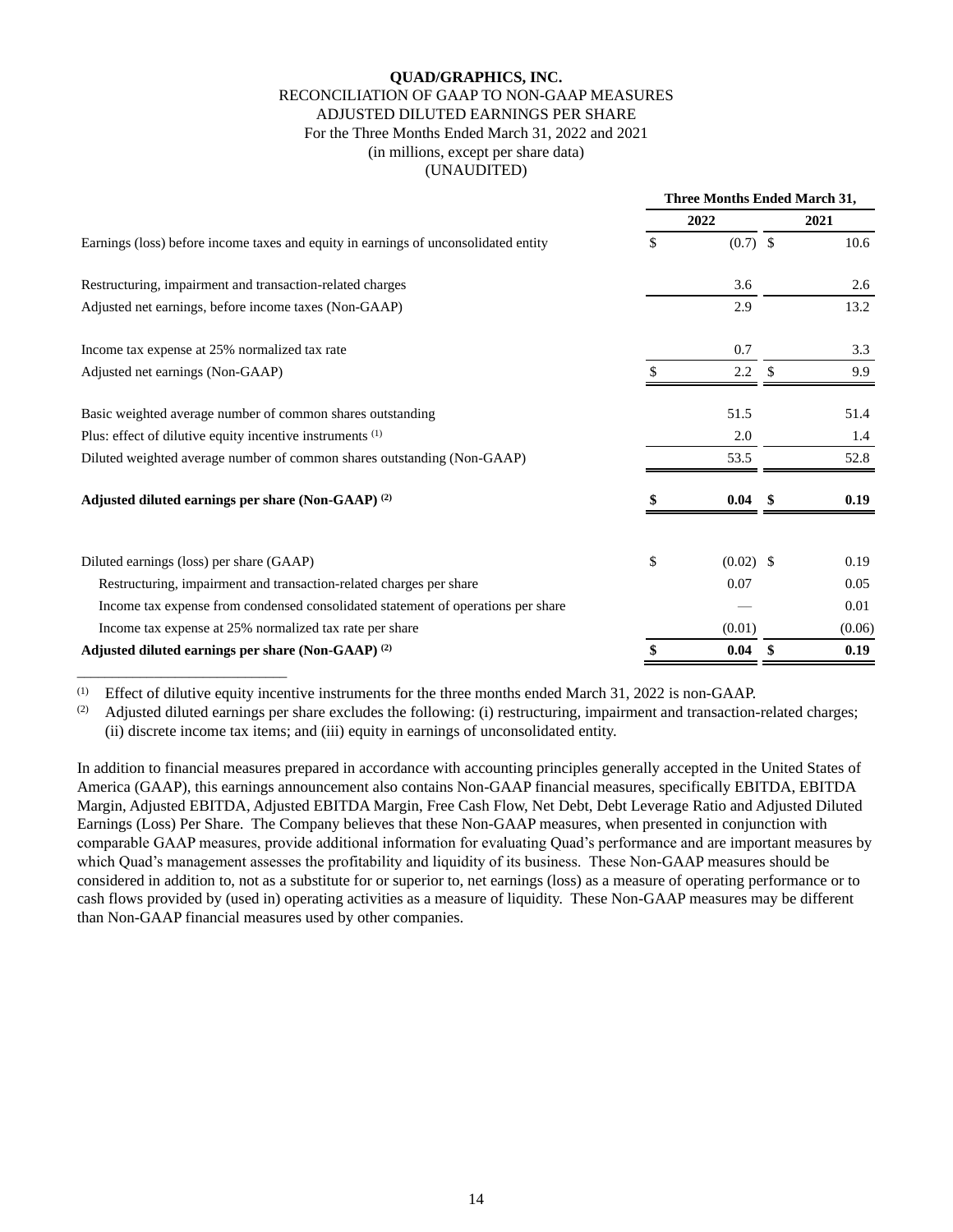**QUAD/GRAPHICS, INC.**

RECONCILIATION OF GAAP TO NON-GAAP MEASURES

ADJUSTED DILUTED EARNINGS PER SHARE

For the Three Months Ended March 31, 2022 and 2021

(in millions, except per share data)

(UNAUDITED)

| | Three Months Ended March 31, | |
|---|---|---|
| | 2022 | 2021 |
| Earnings (loss) before income taxes and equity in earnings of unconsolidated entity | $ (0.7) | $ 10.6 |
| Restructuring, impairment and transaction-related charges | 3.6 | 2.6 |
| Adjusted net earnings, before income taxes (Non-GAAP) | 2.9 | 13.2 |
| Income tax expense at 25% normalized tax rate | 0.7 | 3.3 |
| Adjusted net earnings (Non-GAAP) | $ 2.2 | $ 9.9 |
| Basic weighted average number of common shares outstanding | 51.5 | 51.4 |
| Plus: effect of dilutive equity incentive instruments [(1)] | 2.0 | 1.4 |
| Diluted weighted average number of common shares outstanding (Non-GAAP) | 53.5 | 52.8 |
| **Adjusted diluted earnings per share (Non-GAAP) [(2)]** | **$ 0.04** | **$ 0.19** |
| Diluted earnings (loss) per share (GAAP) | $ (0.02) | $ 0.19 |
| Restructuring, impairment and transaction-related charges per share | 0.07 | 0.05 |
| Income tax expense from condensed consolidated statement of operations per share | — | 0.01 |
| Income tax expense at 25% normalized tax rate per share | (0.01) | (0.06) |
| **Adjusted diluted earnings per share (Non-GAAP) [(2)]** | **$ 0.04** | **$ 0.19** |

[(1)] Effect of dilutive equity incentive instruments for the three months ended March 31, 2022 is non-GAAP.

[(2)] Adjusted diluted earnings per share excludes the following: (i) restructuring, impairment and transaction-related charges; (ii) discrete income tax items; and (iii) equity in earnings of unconsolidated entity.

In addition to financial measures prepared in accordance with accounting principles generally accepted in the United States of America (GAAP), this earnings announcement also contains Non-GAAP financial measures, specifically EBITDA, EBITDA Margin, Adjusted EBITDA, Adjusted EBITDA Margin, Free Cash Flow, Net Debt, Debt Leverage Ratio and Adjusted Diluted Earnings (Loss) Per Share. The Company believes that these Non-GAAP measures, when presented in conjunction with comparable GAAP measures, provide additional information for evaluating Quad's performance and are important measures by which Quad's management assesses the profitability and liquidity of its business. These Non-GAAP measures should be considered in addition to, not as a substitute for or superior to, net earnings (loss) as a measure of operating performance or to cash flows provided by (used in) operating activities as a measure of liquidity. These Non-GAAP measures may be different than Non-GAAP financial measures used by other companies.